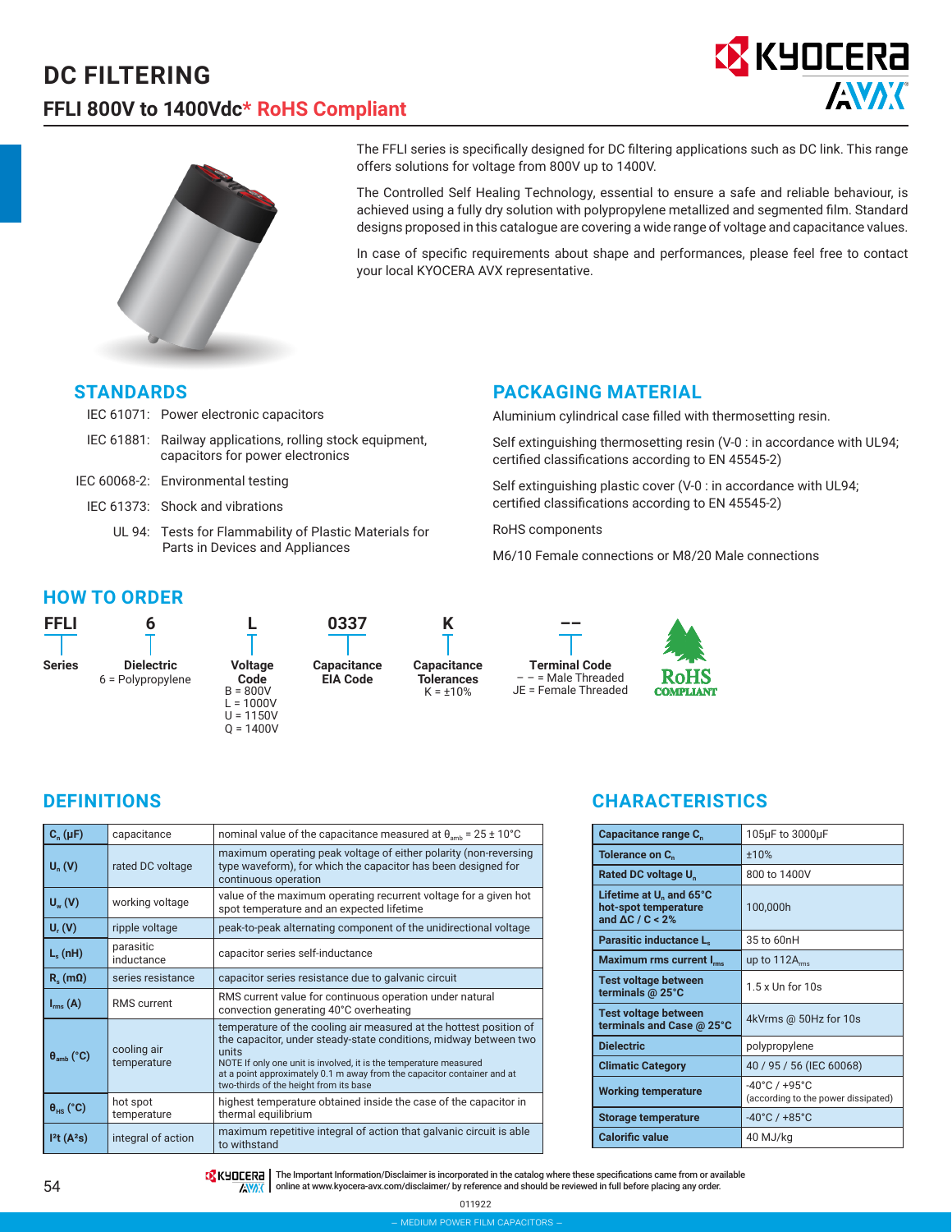# DC FILTERING

## FFLI 800V to 1400Vdc* RoHS Compliant

The FFLI series is specifically designed for DC filtering applications such as DC link. This range offers solutions for voltage from 800V up to 1400V.

The Controlled Self Healing Technology, essential to ensure a safe and reliable behaviour, is achieved using a fully dry solution with polypropylene metallized and segmented film. Standard designs proposed in this catalogue are covering a wide range of voltage and capacitance values.

In case of specific requirements about shape and performances, please feel free to contact your local KYOCERA AVX representative.

## STANDARDS

- IEC 61071: Power electronic capacitors
- IEC 61881: Railway applications, rolling stock equipment, capacitors for power electronics
- IEC 60068-2: Environmental testing
- IEC 61373: Shock and vibrations
- UL 94: Tests for Flammability of Plastic Materials for Parts in Devices and Appliances

## PACKAGING MATERIAL

Aluminium cylindrical case filled with thermosetting resin.

Self extinguishing thermosetting resin (V-0 : in accordance with UL94; certified classifications according to EN 45545-2)

Self extinguishing plastic cover (V-0 : in accordance with UL94; certified classifications according to EN 45545-2)

RoHS components

M6/10 Female connections or M8/20 Male connections

## HOW TO ORDER

| FFLI | 6 | L | 0337 | K | – – |
|---|---|---|---|---|---|
| **Series** | **Dielectric**<br>6 = Polypropylene | **Voltage Code**<br>B = 800V<br>L = 1000V<br>U = 1150V<br>Q = 1400V | **Capacitance EIA Code** | **Capacitance Tolerances**<br>K = ±10% | **Terminal Code**<br>– – = Male Threaded<br>JE = Female Threaded |

RoHS COMPLIANT

## DEFINITIONS

| | | |
|---|---|---|
| $C_n$ (μF) | capacitance | nominal value of the capacitance measured at $\theta_{amb}$ = 25 ± 10°C |
| $U_n$ (V) | rated DC voltage | maximum operating peak voltage of either polarity (non-reversing type waveform), for which the capacitor has been designed for continuous operation |
| $U_w$ (V) | working voltage | value of the maximum operating recurrent voltage for a given hot spot temperature and an expected lifetime |
| $U_r$ (V) | ripple voltage | peak-to-peak alternating component of the unidirectional voltage |
| $L_s$ (nH) | parasitic inductance | capacitor series self-inductance |
| $R_s$ (mΩ) | series resistance | capacitor series resistance due to galvanic circuit |
| $I_{rms}$ (A) | RMS current | RMS current value for continuous operation under natural convection generating 40°C overheating |
| $\theta_{amb}$ (°C) | cooling air temperature | temperature of the cooling air measured at the hottest position of the capacitor, under steady-state conditions, midway between two units<br>NOTE If only one unit is involved, it is the temperature measured at a point approximately 0.1 m away from the capacitor container and at two-thirds of the height from its base |
| $\theta_{HS}$ (°C) | hot spot temperature | highest temperature obtained inside the case of the capacitor in thermal equilibrium |
| $I^2t$ ($A^2s$) | integral of action | maximum repetitive integral of action that galvanic circuit is able to withstand |

## CHARACTERISTICS

| | |
|---|---|
| **Capacitance range $C_n$** | 105μF to 3000μF |
| **Tolerance on $C_n$** | ±10% |
| **Rated DC voltage $U_n$** | 800 to 1400V |
| **Lifetime at $U_n$ and 65°C hot-spot temperature and ΔC / C < 2%** | 100,000h |
| **Parasitic inductance $L_s$** | 35 to 60nH |
| **Maximum rms current $I_{rms}$** | up to 112$A_{rms}$ |
| **Test voltage between terminals @ 25°C** | 1.5 x Un for 10s |
| **Test voltage between terminals and Case @ 25°C** | 4kVrms @ 50Hz for 10s |
| **Dielectric** | polypropylene |
| **Climatic Category** | 40 / 95 / 56 (IEC 60068) |
| **Working temperature** | -40°C / +95°C<br>(according to the power dissipated) |
| **Storage temperature** | -40°C / +85°C |
| **Calorific value** | 40 MJ/kg |

The Important Information/Disclaimer is incorporated in the catalog where these specifications came from or available online at www.kyocera-avx.com/disclaimer/ by reference and should be reviewed in full before placing any order.

011922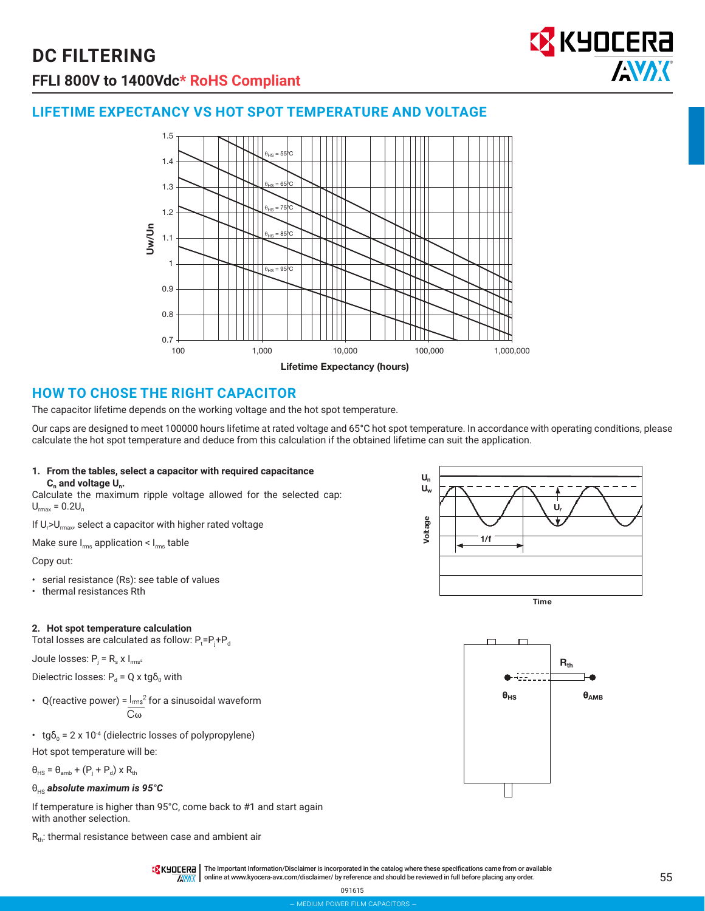# DC FILTERING

## FFLI 800V to 1400Vdc* RoHS Compliant

## LIFETIME EXPECTANCY VS HOT SPOT TEMPERATURE AND VOLTAGE

## HOW TO CHOSE THE RIGHT CAPACITOR

The capacitor lifetime depends on the working voltage and the hot spot temperature.

Our caps are designed to meet 100000 hours lifetime at rated voltage and 65°C hot spot temperature. In accordance with operating conditions, please calculate the hot spot temperature and deduce from this calculation if the obtained lifetime can suit the application.

**1. From the tables, select a capacitor with required capacitance $C_n$ and voltage $U_n$.**

Calculate the maximum ripple voltage allowed for the selected cap: $U_{rmax} = 0.2U_n$

If $U_r > U_{rmax}$, select a capacitor with higher rated voltage

Make sure $I_{rms}$ application < $I_{rms}$ table

Copy out:

- serial resistance (Rs): see table of values
- thermal resistances Rth

**2. Hot spot temperature calculation**

Total losses are calculated as follow: $P_t = P_j + P_d$

Joule losses: $P_j = R_s \times I_{rms^2}$

Dielectric losses: $P_d = Q \times tg\delta_0$ with

- Q(reactive power) = $\frac{I_{rms}^2}{C\omega}$ for a sinusoidal waveform
- $tg\delta_0 = 2 \times 10^{-4}$ (dielectric losses of polypropylene)

Hot spot temperature will be:

$\theta_{HS} = \theta_{amb} + (P_j + P_d) \times R_{th}$

$\theta_{HS}$ ***absolute maximum is 95°C***

If temperature is higher than 95°C, come back to #1 and start again with another selection.

$R_{th}$: thermal resistance between case and ambient air

The Important Information/Disclaimer is incorporated in the catalog where these specifications came from or available online at www.kyocera-avx.com/disclaimer/ by reference and should be reviewed in full before placing any order.

091615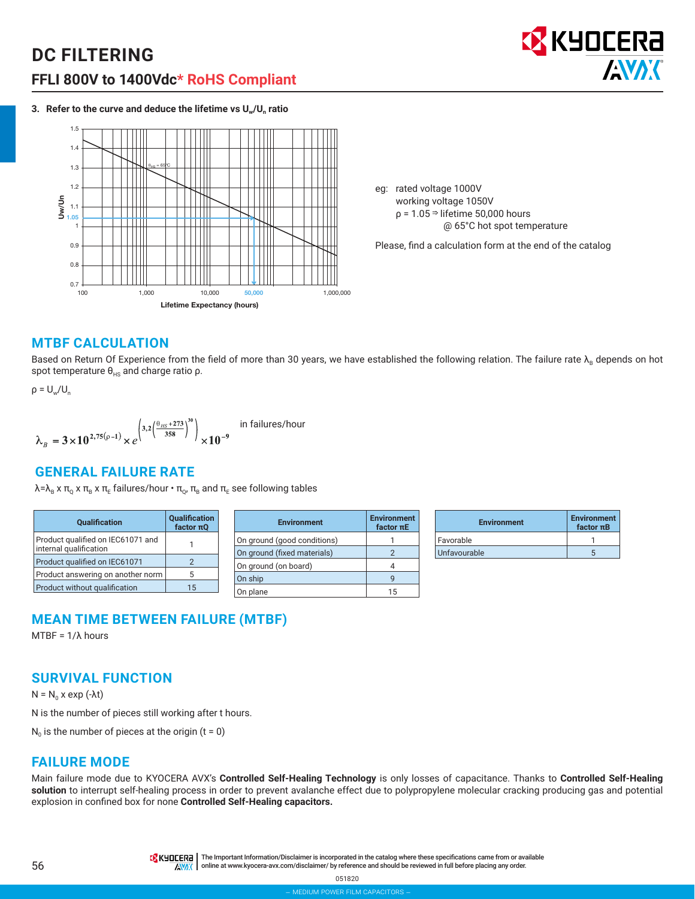# DC FILTERING

## FFLI 800V to 1400Vdc* RoHS Compliant

**3. Refer to the curve and deduce the lifetime vs $U_w/U_n$ ratio**

eg: rated voltage 1000V
working voltage 1050V
$\rho = 1.05 \Rightarrow$ lifetime 50,000 hours
@ 65°C hot spot temperature

Please, find a calculation form at the end of the catalog

## MTBF CALCULATION

Based on Return Of Experience from the field of more than 30 years, we have established the following relation. The failure rate $\lambda_B$ depends on hot spot temperature $\theta_{HS}$ and charge ratio ρ.

$\rho = U_w/U_n$

$$\lambda_B = 3 \times 10^{2,75(\rho - 1)} \times e^{\left(3,2\left(\frac{\theta_{HS}+273}{358}\right)^{30}\right)} \times 10^{-9}$$

in failures/hour

## GENERAL FAILURE RATE

$\lambda = \lambda_B \times \pi_Q \times \pi_B \times \pi_E$ failures/hour • $\pi_Q$, $\pi_B$ and $\pi_E$ see following tables

| Qualification | Qualification factor πQ |
|---|---|
| Product qualified on IEC61071 and internal qualification | 1 |
| Product qualified on IEC61071 | 2 |
| Product answering on another norm | 5 |
| Product without qualification | 15 |

| Environment | Environment factor πE |
|---|---|
| On ground (good conditions) | 1 |
| On ground (fixed materials) | 2 |
| On ground (on board) | 4 |
| On ship | 9 |
| On plane | 15 |

| Environment | Environment factor πB |
|---|---|
| Favorable | 1 |
| Unfavourable | 5 |

## MEAN TIME BETWEEN FAILURE (MTBF)

MTBF = 1/λ hours

## SURVIVAL FUNCTION

$N = N_0 \times \exp(-\lambda t)$

N is the number of pieces still working after t hours.

$N_0$ is the number of pieces at the origin (t = 0)

## FAILURE MODE

Main failure mode due to KYOCERA AVX's **Controlled Self-Healing Technology** is only losses of capacitance. Thanks to **Controlled Self-Healing solution** to interrupt self-healing process in order to prevent avalanche effect due to polypropylene molecular cracking producing gas and potential explosion in confined box for none **Controlled Self-Healing capacitors.**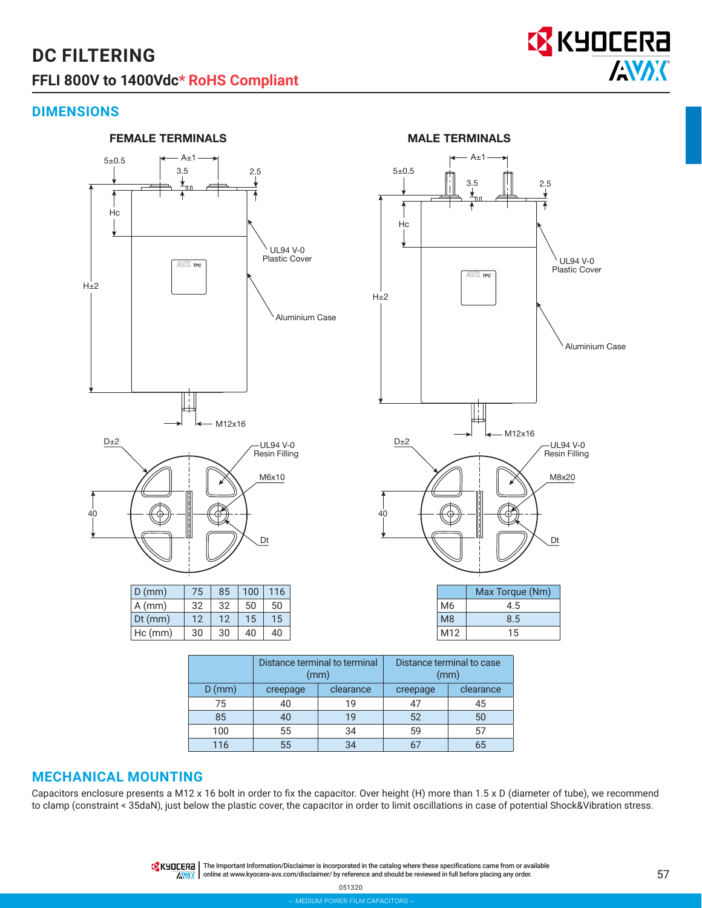# DC FILTERING

## FFLI 800V to 1400Vdc* RoHS Compliant

## DIMENSIONS

**FEMALE TERMINALS**

**MALE TERMINALS**

| D (mm) | 75 | 85 | 100 | 116 |
|---|---|---|---|---|
| A (mm) | 32 | 32 | 50 | 50 |
| Dt (mm) | 12 | 12 | 15 | 15 |
| Hc (mm) | 30 | 30 | 40 | 40 |

| | Max Torque (Nm) |
|---|---|
| M6 | 4.5 |
| M8 | 8.5 |
| M12 | 15 |

| | Distance terminal to terminal (mm) | | Distance terminal to case (mm) | |
|---|---|---|---|---|
| D (mm) | creepage | clearance | creepage | clearance |
| 75 | 40 | 19 | 47 | 45 |
| 85 | 40 | 19 | 52 | 50 |
| 100 | 55 | 34 | 59 | 57 |
| 116 | 55 | 34 | 67 | 65 |

## MECHANICAL MOUNTING

Capacitors enclosure presents a M12 x 16 bolt in order to fix the capacitor. Over height (H) more than 1.5 x D (diameter of tube), we recommend to clamp (constraint < 35daN), just below the plastic cover, the capacitor in order to limit oscillations in case of potential Shock&Vibration stress.

The Important Information/Disclaimer is incorporated in the catalog where these specifications came from or available online at www.kyocera-avx.com/disclaimer/ by reference and should be reviewed in full before placing any order.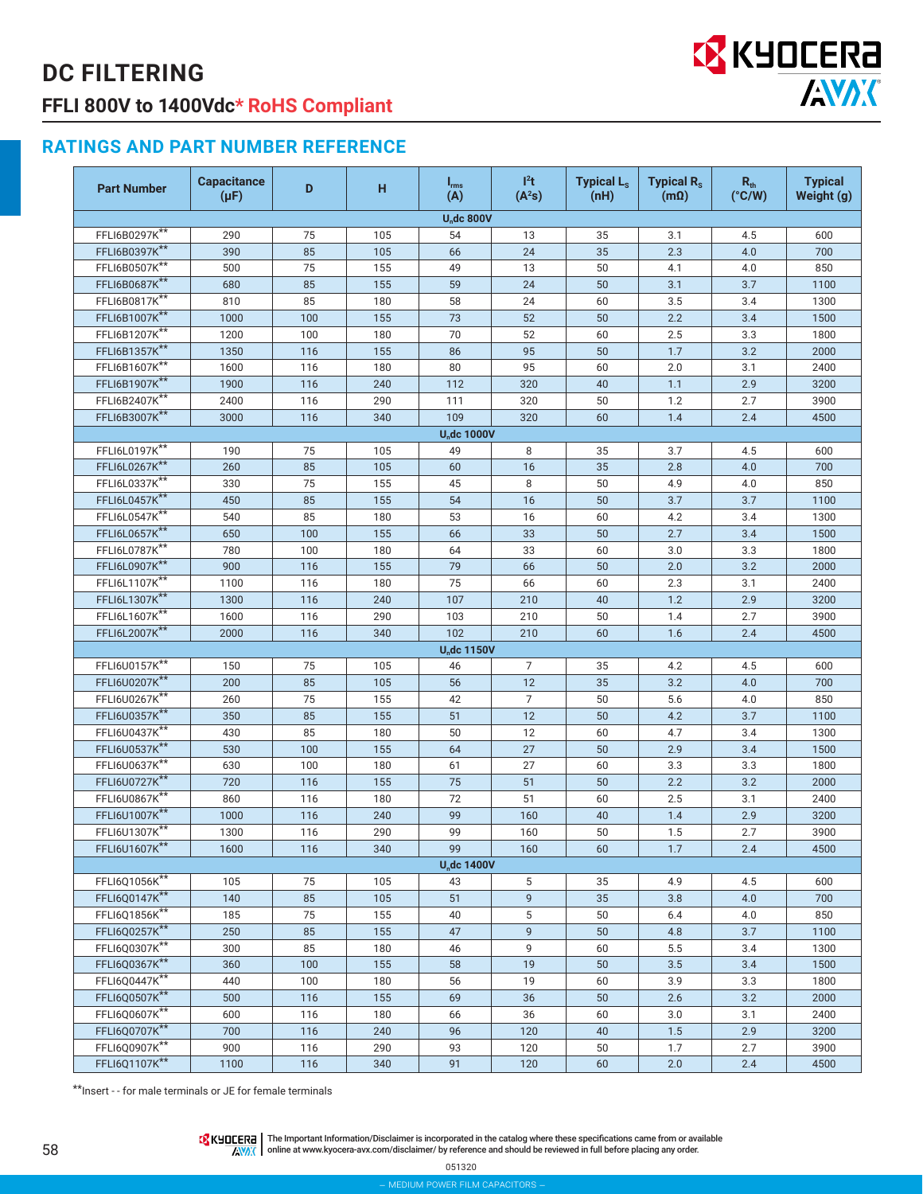# DC FILTERING

## FFLI 800V to 1400Vdc* RoHS Compliant

### RATINGS AND PART NUMBER REFERENCE

| Part Number | Capacitance (µF) | D | H | $I_{rms}$ (A) | $I^2t$ ($A^2s$) | Typical $L_S$ (nH) | Typical $R_S$ (mΩ) | $R_{th}$ (°C/W) | Typical Weight (g) |
|---|---|---|---|---|---|---|---|---|---|
| **$U_n$dc 800V** | | | | | | | | | |
| FFLI6B0297K** | 290 | 75 | 105 | 54 | 13 | 35 | 3.1 | 4.5 | 600 |
| FFLI6B0397K** | 390 | 85 | 105 | 66 | 24 | 35 | 2.3 | 4.0 | 700 |
| FFLI6B0507K** | 500 | 75 | 155 | 49 | 13 | 50 | 4.1 | 4.0 | 850 |
| FFLI6B0687K** | 680 | 85 | 155 | 59 | 24 | 50 | 3.1 | 3.7 | 1100 |
| FFLI6B0817K** | 810 | 85 | 180 | 58 | 24 | 60 | 3.5 | 3.4 | 1300 |
| FFLI6B1007K** | 1000 | 100 | 155 | 73 | 52 | 50 | 2.2 | 3.4 | 1500 |
| FFLI6B1207K** | 1200 | 100 | 180 | 70 | 52 | 60 | 2.5 | 3.3 | 1800 |
| FFLI6B1357K** | 1350 | 116 | 155 | 86 | 95 | 50 | 1.7 | 3.2 | 2000 |
| FFLI6B1607K** | 1600 | 116 | 180 | 80 | 95 | 60 | 2.0 | 3.1 | 2400 |
| FFLI6B1907K** | 1900 | 116 | 240 | 112 | 320 | 40 | 1.1 | 2.9 | 3200 |
| FFLI6B2407K** | 2400 | 116 | 290 | 111 | 320 | 50 | 1.2 | 2.7 | 3900 |
| FFLI6B3007K** | 3000 | 116 | 340 | 109 | 320 | 60 | 1.4 | 2.4 | 4500 |
| **$U_n$dc 1000V** | | | | | | | | | |
| FFLI6L0197K** | 190 | 75 | 105 | 49 | 8 | 35 | 3.7 | 4.5 | 600 |
| FFLI6L0267K** | 260 | 85 | 105 | 60 | 16 | 35 | 2.8 | 4.0 | 700 |
| FFLI6L0337K** | 330 | 75 | 155 | 45 | 8 | 50 | 4.9 | 4.0 | 850 |
| FFLI6L0457K** | 450 | 85 | 155 | 54 | 16 | 50 | 3.7 | 3.7 | 1100 |
| FFLI6L0547K** | 540 | 85 | 180 | 53 | 16 | 60 | 4.2 | 3.4 | 1300 |
| FFLI6L0657K** | 650 | 100 | 155 | 66 | 33 | 50 | 2.7 | 3.4 | 1500 |
| FFLI6L0787K** | 780 | 100 | 180 | 64 | 33 | 60 | 3.0 | 3.3 | 1800 |
| FFLI6L0907K** | 900 | 116 | 155 | 79 | 66 | 50 | 2.0 | 3.2 | 2000 |
| FFLI6L1107K** | 1100 | 116 | 180 | 75 | 66 | 60 | 2.3 | 3.1 | 2400 |
| FFLI6L1307K** | 1300 | 116 | 240 | 107 | 210 | 40 | 1.2 | 2.9 | 3200 |
| FFLI6L1607K** | 1600 | 116 | 290 | 103 | 210 | 50 | 1.4 | 2.7 | 3900 |
| FFLI6L2007K** | 2000 | 116 | 340 | 102 | 210 | 60 | 1.6 | 2.4 | 4500 |
| **$U_n$dc 1150V** | | | | | | | | | |
| FFLI6U0157K** | 150 | 75 | 105 | 46 | 7 | 35 | 4.2 | 4.5 | 600 |
| FFLI6U0207K** | 200 | 85 | 105 | 56 | 12 | 35 | 3.2 | 4.0 | 700 |
| FFLI6U0267K** | 260 | 75 | 155 | 42 | 7 | 50 | 5.6 | 4.0 | 850 |
| FFLI6U0357K** | 350 | 85 | 155 | 51 | 12 | 50 | 4.2 | 3.7 | 1100 |
| FFLI6U0437K** | 430 | 85 | 180 | 50 | 12 | 60 | 4.7 | 3.4 | 1300 |
| FFLI6U0537K** | 530 | 100 | 155 | 64 | 27 | 50 | 2.9 | 3.4 | 1500 |
| FFLI6U0637K** | 630 | 100 | 180 | 61 | 27 | 60 | 3.3 | 3.3 | 1800 |
| FFLI6U0727K** | 720 | 116 | 155 | 75 | 51 | 50 | 2.2 | 3.2 | 2000 |
| FFLI6U0867K** | 860 | 116 | 180 | 72 | 51 | 60 | 2.5 | 3.1 | 2400 |
| FFLI6U1007K** | 1000 | 116 | 240 | 99 | 160 | 40 | 1.4 | 2.9 | 3200 |
| FFLI6U1307K** | 1300 | 116 | 290 | 99 | 160 | 50 | 1.5 | 2.7 | 3900 |
| FFLI6U1607K** | 1600 | 116 | 340 | 99 | 160 | 60 | 1.7 | 2.4 | 4500 |
| **$U_n$dc 1400V** | | | | | | | | | |
| FFLI6Q1056K** | 105 | 75 | 105 | 43 | 5 | 35 | 4.9 | 4.5 | 600 |
| FFLI6Q0147K** | 140 | 85 | 105 | 51 | 9 | 35 | 3.8 | 4.0 | 700 |
| FFLI6Q1856K** | 185 | 75 | 155 | 40 | 5 | 50 | 6.4 | 4.0 | 850 |
| FFLI6Q0257K** | 250 | 85 | 155 | 47 | 9 | 50 | 4.8 | 3.7 | 1100 |
| FFLI6Q0307K** | 300 | 85 | 180 | 46 | 9 | 60 | 5.5 | 3.4 | 1300 |
| FFLI6Q0367K** | 360 | 100 | 155 | 58 | 19 | 50 | 3.5 | 3.4 | 1500 |
| FFLI6Q0447K** | 440 | 100 | 180 | 56 | 19 | 60 | 3.9 | 3.3 | 1800 |
| FFLI6Q0507K** | 500 | 116 | 155 | 69 | 36 | 50 | 2.6 | 3.2 | 2000 |
| FFLI6Q0607K** | 600 | 116 | 180 | 66 | 36 | 60 | 3.0 | 3.1 | 2400 |
| FFLI6Q0707K** | 700 | 116 | 240 | 96 | 120 | 40 | 1.5 | 2.9 | 3200 |
| FFLI6Q0907K** | 900 | 116 | 290 | 93 | 120 | 50 | 1.7 | 2.7 | 3900 |
| FFLI6Q1107K** | 1100 | 116 | 340 | 91 | 120 | 60 | 2.0 | 2.4 | 4500 |

**Insert - - for male terminals or JE for female terminals

The Important Information/Disclaimer is incorporated in the catalog where these specifications came from or available online at www.kyocera-avx.com/disclaimer/ by reference and should be reviewed in full before placing any order.

051320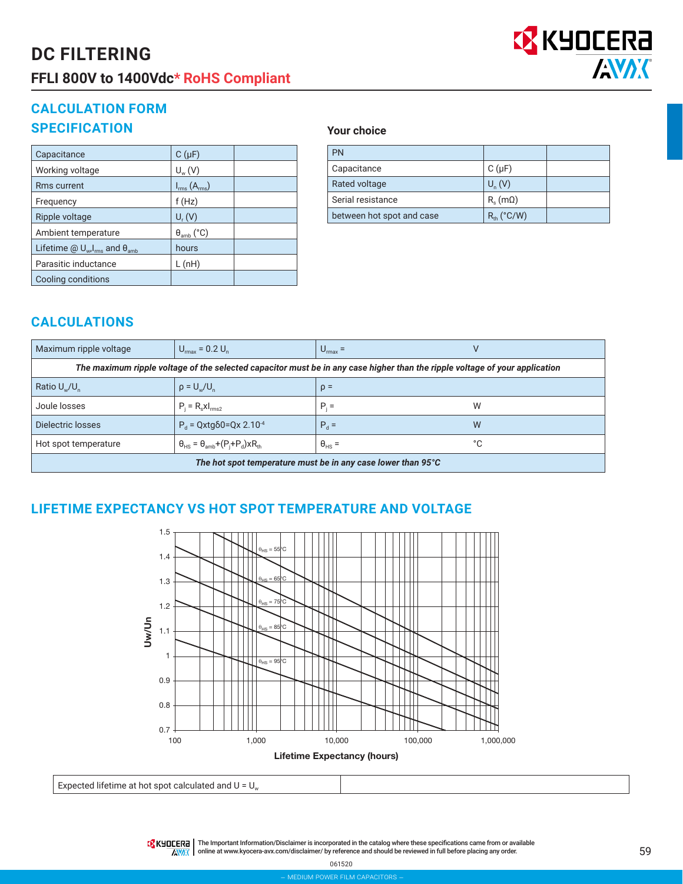# DC FILTERING

## FFLI 800V to 1400Vdc* RoHS Compliant

## CALCULATION FORM

### SPECIFICATION

| | | |
|---|---|---|
| Capacitance | C (μF) | |
| Working voltage | $U_w$ (V) | |
| Rms current | $I_{rms}$ ($A_{rms}$) | |
| Frequency | f (Hz) | |
| Ripple voltage | $U_r$ (V) | |
| Ambient temperature | $\theta_{amb}$ (°C) | |
| Lifetime @ $U_w$, $I_{rms}$ and $\theta_{amb}$ | hours | |
| Parasitic inductance | L (nH) | |
| Cooling conditions | | |

### Your choice

| | | |
|---|---|---|
| PN | | |
| Capacitance | C (μF) | |
| Rated voltage | $U_n$ (V) | |
| Serial resistance | $R_s$ (mΩ) | |
| between hot spot and case | $R_{th}$ (°C/W) | |

## CALCULATIONS

| | | | |
|---|---|---|---|
| Maximum ripple voltage | $U_{rmax} = 0.2\ U_n$ | $U_{rmax}$ = | V |
| ***The maximum ripple voltage of the selected capacitor must be in any case higher than the ripple voltage of your application*** | | | |
| Ratio $U_w/U_n$ | $\rho = U_w/U_n$ | $\rho$ = | |
| Joule losses | $P_j = R_s x I_{rms2}$ | $P_j$ = | W |
| Dielectric losses | $P_d$ = Qxtgδ0=Qx $2.10^{-4}$ | $P_d$ = | W |
| Hot spot temperature | $\theta_{HS} = \theta_{amb} + (P_j + P_d) x R_{th}$ | $\theta_{HS}$ = | °C |
| ***The hot spot temperature must be in any case lower than 95°C*** | | | |

## LIFETIME EXPECTANCY VS HOT SPOT TEMPERATURE AND VOLTAGE

Uw/Un

1.5
1.4
1.3
1.2
1.1
1
0.9
0.8
0.7

$\theta_{HS}$ = 55°C
$\theta_{HS}$ = 65°C
$\theta_{HS}$ = 75°C
$\theta_{HS}$ = 85°C
$\theta_{HS}$ = 95°C

100 1,000 10,000 100,000 1,000,000

Lifetime Expectancy (hours)

| | |
|---|---|
| Expected lifetime at hot spot calculated and U = $U_w$ | |

The Important Information/Disclaimer is incorporated in the catalog where these specifications came from or available online at www.kyocera-avx.com/disclaimer/ by reference and should be reviewed in full before placing any order.